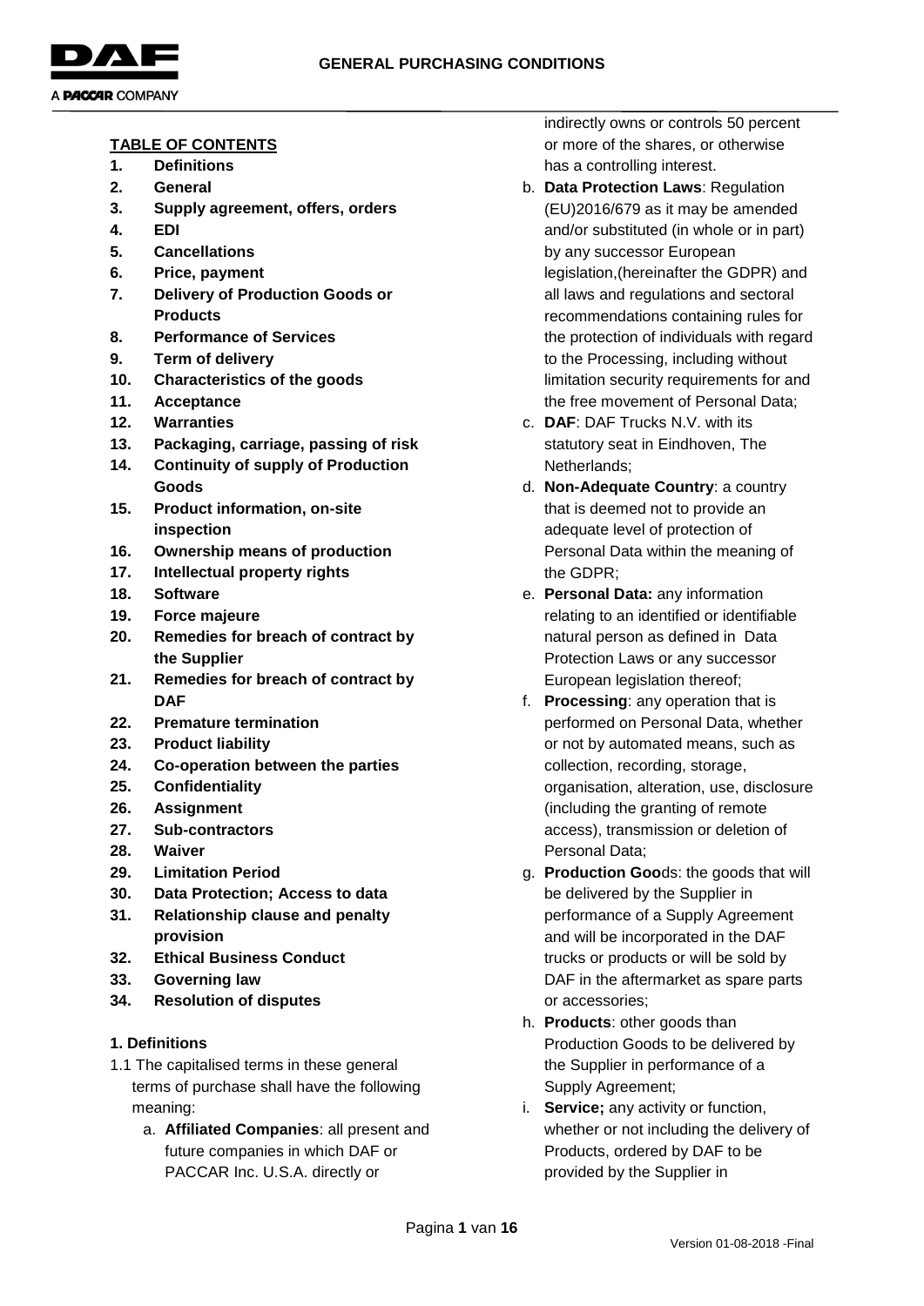# GENERAL PURCHASING CONDITIONS

**TABLE OF CONTENTS**

1. **Definitions**
2. **General**
3. **Supply agreement, offers, orders**
4. **EDI**
5. **Cancellations**
6. **Price, payment**
7. **Delivery of Production Goods or Products**
8. **Performance of Services**
9. **Term of delivery**
10. **Characteristics of the goods**
11. **Acceptance**
12. **Warranties**
13. **Packaging, carriage, passing of risk**
14. **Continuity of supply of Production Goods**
15. **Product information, on-site inspection**
16. **Ownership means of production**
17. **Intellectual property rights**
18. **Software**
19. **Force majeure**
20. **Remedies for breach of contract by the Supplier**
21. **Remedies for breach of contract by DAF**
22. **Premature termination**
23. **Product liability**
24. **Co-operation between the parties**
25. **Confidentiality**
26. **Assignment**
27. **Sub-contractors**
28. **Waiver**
29. **Limitation Period**
30. **Data Protection; Access to data**
31. **Relationship clause and penalty provision**
32. **Ethical Business Conduct**
33. **Governing law**
34. **Resolution of disputes**

### 1. Definitions

1.1 The capitalised terms in these general terms of purchase shall have the following meaning:

a. **Affiliated Companies**: all present and future companies in which DAF or PACCAR Inc. U.S.A. directly or indirectly owns or controls 50 percent or more of the shares, or otherwise has a controlling interest.

b. **Data Protection Laws**: Regulation (EU)2016/679 as it may be amended and/or substituted (in whole or in part) by any successor European legislation,(hereinafter the GDPR) and all laws and regulations and sectoral recommendations containing rules for the protection of individuals with regard to the Processing, including without limitation security requirements for and the free movement of Personal Data;

c. **DAF**: DAF Trucks N.V. with its statutory seat in Eindhoven, The Netherlands;

d. **Non-Adequate Country**: a country that is deemed not to provide an adequate level of protection of Personal Data within the meaning of the GDPR;

e. **Personal Data:** any information relating to an identified or identifiable natural person as defined in Data Protection Laws or any successor European legislation thereof;

f. **Processing**: any operation that is performed on Personal Data, whether or not by automated means, such as collection, recording, storage, organisation, alteration, use, disclosure (including the granting of remote access), transmission or deletion of Personal Data;

g. **Production Goo**ds: the goods that will be delivered by the Supplier in performance of a Supply Agreement and will be incorporated in the DAF trucks or products or will be sold by DAF in the aftermarket as spare parts or accessories;

h. **Products**: other goods than Production Goods to be delivered by the Supplier in performance of a Supply Agreement;

i. **Service;** any activity or function, whether or not including the delivery of Products, ordered by DAF to be provided by the Supplier in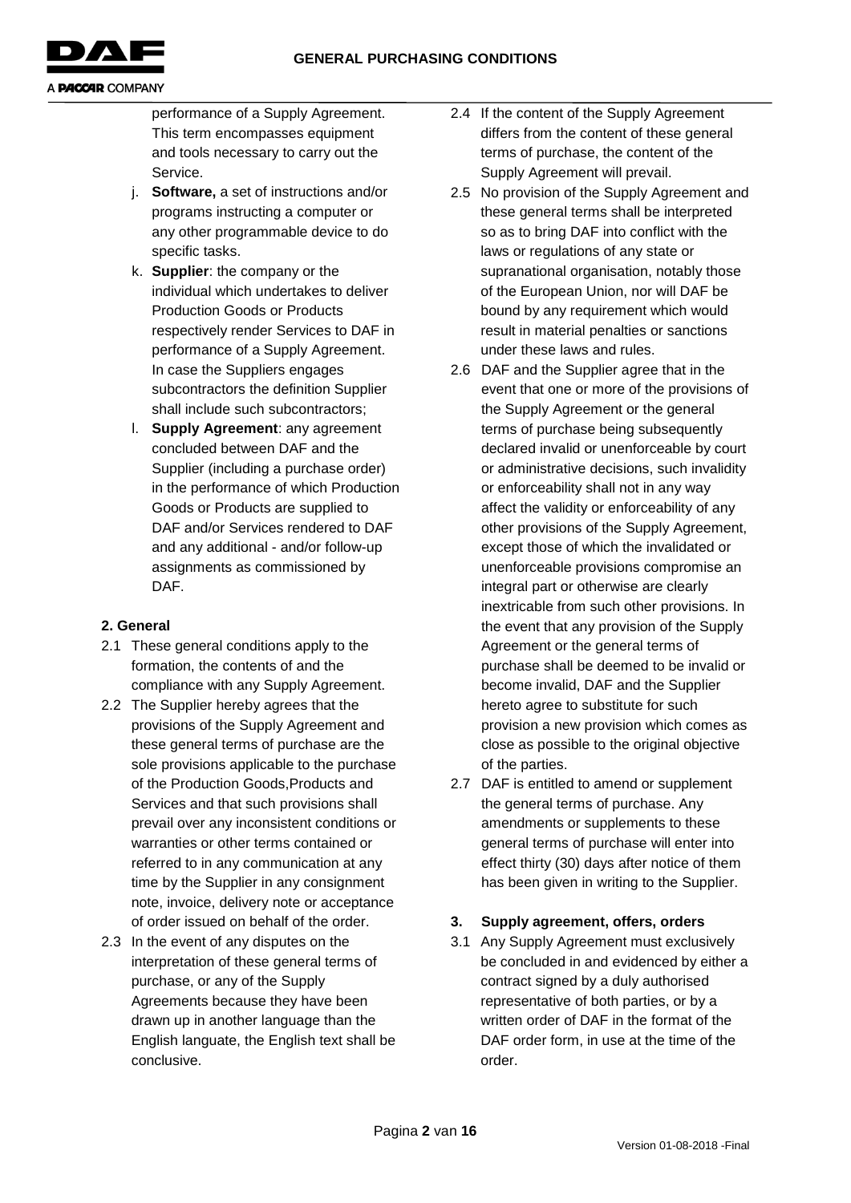performance of a Supply Agreement. This term encompasses equipment and tools necessary to carry out the Service.

j. **Software,** a set of instructions and/or programs instructing a computer or any other programmable device to do specific tasks.

k. **Supplier**: the company or the individual which undertakes to deliver Production Goods or Products respectively render Services to DAF in performance of a Supply Agreement. In case the Suppliers engages subcontractors the definition Supplier shall include such subcontractors;

l. **Supply Agreement**: any agreement concluded between DAF and the Supplier (including a purchase order) in the performance of which Production Goods or Products are supplied to DAF and/or Services rendered to DAF and any additional - and/or follow-up assignments as commissioned by DAF.

## 2. General

2.1 These general conditions apply to the formation, the contents of and the compliance with any Supply Agreement.

2.2 The Supplier hereby agrees that the provisions of the Supply Agreement and these general terms of purchase are the sole provisions applicable to the purchase of the Production Goods,Products and Services and that such provisions shall prevail over any inconsistent conditions or warranties or other terms contained or referred to in any communication at any time by the Supplier in any consignment note, invoice, delivery note or acceptance of order issued on behalf of the order.

2.3 In the event of any disputes on the interpretation of these general terms of purchase, or any of the Supply Agreements because they have been drawn up in another language than the English languate, the English text shall be conclusive.

2.4 If the content of the Supply Agreement differs from the content of these general terms of purchase, the content of the Supply Agreement will prevail.

2.5 No provision of the Supply Agreement and these general terms shall be interpreted so as to bring DAF into conflict with the laws or regulations of any state or supranational organisation, notably those of the European Union, nor will DAF be bound by any requirement which would result in material penalties or sanctions under these laws and rules.

2.6 DAF and the Supplier agree that in the event that one or more of the provisions of the Supply Agreement or the general terms of purchase being subsequently declared invalid or unenforceable by court or administrative decisions, such invalidity or enforceability shall not in any way affect the validity or enforceability of any other provisions of the Supply Agreement, except those of which the invalidated or unenforceable provisions compromise an integral part or otherwise are clearly inextricable from such other provisions. In the event that any provision of the Supply Agreement or the general terms of purchase shall be deemed to be invalid or become invalid, DAF and the Supplier hereto agree to substitute for such provision a new provision which comes as close as possible to the original objective of the parties.

2.7 DAF is entitled to amend or supplement the general terms of purchase. Any amendments or supplements to these general terms of purchase will enter into effect thirty (30) days after notice of them has been given in writing to the Supplier.

## 3. Supply agreement, offers, orders

3.1 Any Supply Agreement must exclusively be concluded in and evidenced by either a contract signed by a duly authorised representative of both parties, or by a written order of DAF in the format of the DAF order form, in use at the time of the order.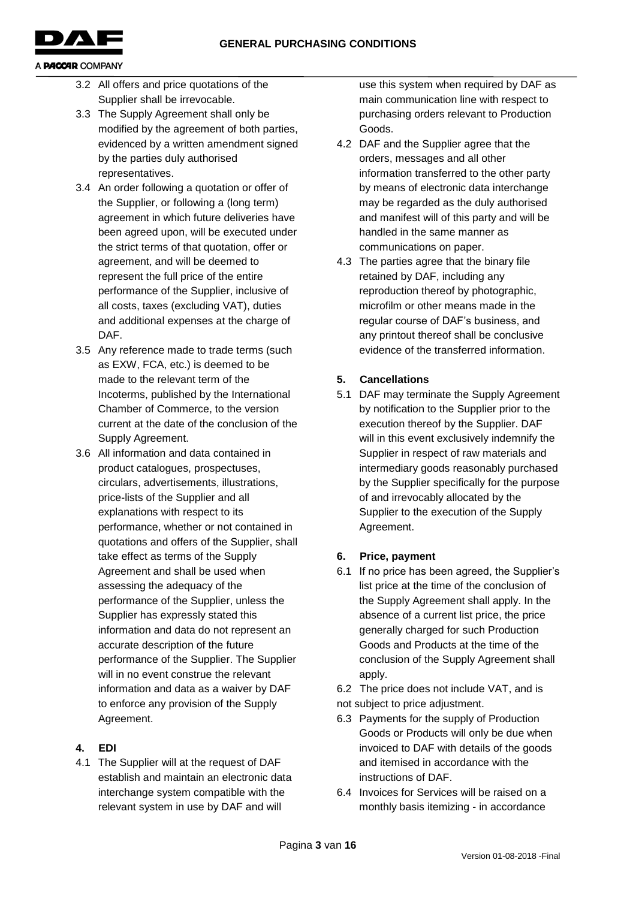3.2 All offers and price quotations of the Supplier shall be irrevocable.

3.3 The Supply Agreement shall only be modified by the agreement of both parties, evidenced by a written amendment signed by the parties duly authorised representatives.

3.4 An order following a quotation or offer of the Supplier, or following a (long term) agreement in which future deliveries have been agreed upon, will be executed under the strict terms of that quotation, offer or agreement, and will be deemed to represent the full price of the entire performance of the Supplier, inclusive of all costs, taxes (excluding VAT), duties and additional expenses at the charge of DAF.

3.5 Any reference made to trade terms (such as EXW, FCA, etc.) is deemed to be made to the relevant term of the Incoterms, published by the International Chamber of Commerce, to the version current at the date of the conclusion of the Supply Agreement.

3.6 All information and data contained in product catalogues, prospectuses, circulars, advertisements, illustrations, price-lists of the Supplier and all explanations with respect to its performance, whether or not contained in quotations and offers of the Supplier, shall take effect as terms of the Supply Agreement and shall be used when assessing the adequacy of the performance of the Supplier, unless the Supplier has expressly stated this information and data do not represent an accurate description of the future performance of the Supplier. The Supplier will in no event construe the relevant information and data as a waiver by DAF to enforce any provision of the Supply Agreement.

## 4. EDI

4.1 The Supplier will at the request of DAF establish and maintain an electronic data interchange system compatible with the relevant system in use by DAF and will use this system when required by DAF as main communication line with respect to purchasing orders relevant to Production Goods.

4.2 DAF and the Supplier agree that the orders, messages and all other information transferred to the other party by means of electronic data interchange may be regarded as the duly authorised and manifest will of this party and will be handled in the same manner as communications on paper.

4.3 The parties agree that the binary file retained by DAF, including any reproduction thereof by photographic, microfilm or other means made in the regular course of DAF's business, and any printout thereof shall be conclusive evidence of the transferred information.

## 5. Cancellations

5.1 DAF may terminate the Supply Agreement by notification to the Supplier prior to the execution thereof by the Supplier. DAF will in this event exclusively indemnify the Supplier in respect of raw materials and intermediary goods reasonably purchased by the Supplier specifically for the purpose of and irrevocably allocated by the Supplier to the execution of the Supply Agreement.

## 6. Price, payment

6.1 If no price has been agreed, the Supplier's list price at the time of the conclusion of the Supply Agreement shall apply. In the absence of a current list price, the price generally charged for such Production Goods and Products at the time of the conclusion of the Supply Agreement shall apply.

6.2 The price does not include VAT, and is not subject to price adjustment.

6.3 Payments for the supply of Production Goods or Products will only be due when invoiced to DAF with details of the goods and itemised in accordance with the instructions of DAF.

6.4 Invoices for Services will be raised on a monthly basis itemizing - in accordance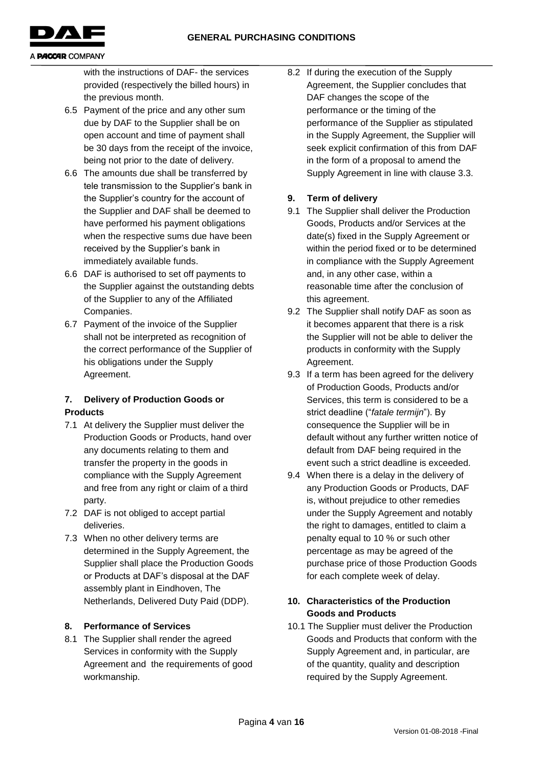with the instructions of DAF- the services provided (respectively the billed hours) in the previous month.

6.5 Payment of the price and any other sum due by DAF to the Supplier shall be on open account and time of payment shall be 30 days from the receipt of the invoice, being not prior to the date of delivery.

6.6 The amounts due shall be transferred by tele transmission to the Supplier's bank in the Supplier's country for the account of the Supplier and DAF shall be deemed to have performed his payment obligations when the respective sums due have been received by the Supplier's bank in immediately available funds.

6.6 DAF is authorised to set off payments to the Supplier against the outstanding debts of the Supplier to any of the Affiliated Companies.

6.7 Payment of the invoice of the Supplier shall not be interpreted as recognition of the correct performance of the Supplier of his obligations under the Supply Agreement.

## 7. Delivery of Production Goods or Products

7.1 At delivery the Supplier must deliver the Production Goods or Products, hand over any documents relating to them and transfer the property in the goods in compliance with the Supply Agreement and free from any right or claim of a third party.

7.2 DAF is not obliged to accept partial deliveries.

7.3 When no other delivery terms are determined in the Supply Agreement, the Supplier shall place the Production Goods or Products at DAF's disposal at the DAF assembly plant in Eindhoven, The Netherlands, Delivered Duty Paid (DDP).

## 8. Performance of Services

8.1 The Supplier shall render the agreed Services in conformity with the Supply Agreement and the requirements of good workmanship.

8.2 If during the execution of the Supply Agreement, the Supplier concludes that DAF changes the scope of the performance or the timing of the performance of the Supplier as stipulated in the Supply Agreement, the Supplier will seek explicit confirmation of this from DAF in the form of a proposal to amend the Supply Agreement in line with clause 3.3.

## 9. Term of delivery

9.1 The Supplier shall deliver the Production Goods, Products and/or Services at the date(s) fixed in the Supply Agreement or within the period fixed or to be determined in compliance with the Supply Agreement and, in any other case, within a reasonable time after the conclusion of this agreement.

9.2 The Supplier shall notify DAF as soon as it becomes apparent that there is a risk the Supplier will not be able to deliver the products in conformity with the Supply Agreement.

9.3 If a term has been agreed for the delivery of Production Goods, Products and/or Services, this term is considered to be a strict deadline ("*fatale termijn*"). By consequence the Supplier will be in default without any further written notice of default from DAF being required in the event such a strict deadline is exceeded.

9.4 When there is a delay in the delivery of any Production Goods or Products, DAF is, without prejudice to other remedies under the Supply Agreement and notably the right to damages, entitled to claim a penalty equal to 10 % or such other percentage as may be agreed of the purchase price of those Production Goods for each complete week of delay.

## 10. Characteristics of the Production Goods and Products

10.1 The Supplier must deliver the Production Goods and Products that conform with the Supply Agreement and, in particular, are of the quantity, quality and description required by the Supply Agreement.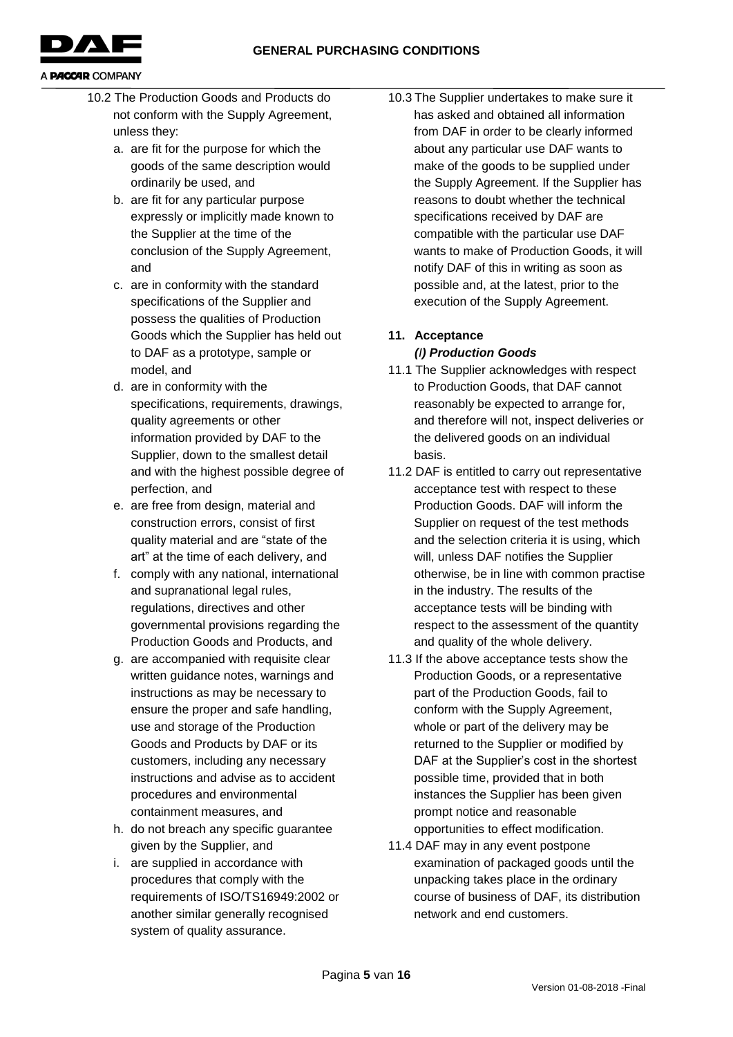10.2 The Production Goods and Products do not conform with the Supply Agreement, unless they:

a. are fit for the purpose for which the goods of the same description would ordinarily be used, and
b. are fit for any particular purpose expressly or implicitly made known to the Supplier at the time of the conclusion of the Supply Agreement, and
c. are in conformity with the standard specifications of the Supplier and possess the qualities of Production Goods which the Supplier has held out to DAF as a prototype, sample or model, and
d. are in conformity with the specifications, requirements, drawings, quality agreements or other information provided by DAF to the Supplier, down to the smallest detail and with the highest possible degree of perfection, and
e. are free from design, material and construction errors, consist of first quality material and are "state of the art" at the time of each delivery, and
f. comply with any national, international and supranational legal rules, regulations, directives and other governmental provisions regarding the Production Goods and Products, and
g. are accompanied with requisite clear written guidance notes, warnings and instructions as may be necessary to ensure the proper and safe handling, use and storage of the Production Goods and Products by DAF or its customers, including any necessary instructions and advise as to accident procedures and environmental containment measures, and
h. do not breach any specific guarantee given by the Supplier, and
i. are supplied in accordance with procedures that comply with the requirements of ISO/TS16949:2002 or another similar generally recognised system of quality assurance.

10.3 The Supplier undertakes to make sure it has asked and obtained all information from DAF in order to be clearly informed about any particular use DAF wants to make of the goods to be supplied under the Supply Agreement. If the Supplier has reasons to doubt whether the technical specifications received by DAF are compatible with the particular use DAF wants to make of Production Goods, it will notify DAF of this in writing as soon as possible and, at the latest, prior to the execution of the Supply Agreement.

## 11. Acceptance

***(I) Production Goods***

11.1 The Supplier acknowledges with respect to Production Goods, that DAF cannot reasonably be expected to arrange for, and therefore will not, inspect deliveries or the delivered goods on an individual basis.

11.2 DAF is entitled to carry out representative acceptance test with respect to these Production Goods. DAF will inform the Supplier on request of the test methods and the selection criteria it is using, which will, unless DAF notifies the Supplier otherwise, be in line with common practise in the industry. The results of the acceptance tests will be binding with respect to the assessment of the quantity and quality of the whole delivery.

11.3 If the above acceptance tests show the Production Goods, or a representative part of the Production Goods, fail to conform with the Supply Agreement, whole or part of the delivery may be returned to the Supplier or modified by DAF at the Supplier's cost in the shortest possible time, provided that in both instances the Supplier has been given prompt notice and reasonable opportunities to effect modification.

11.4 DAF may in any event postpone examination of packaged goods until the unpacking takes place in the ordinary course of business of DAF, its distribution network and end customers.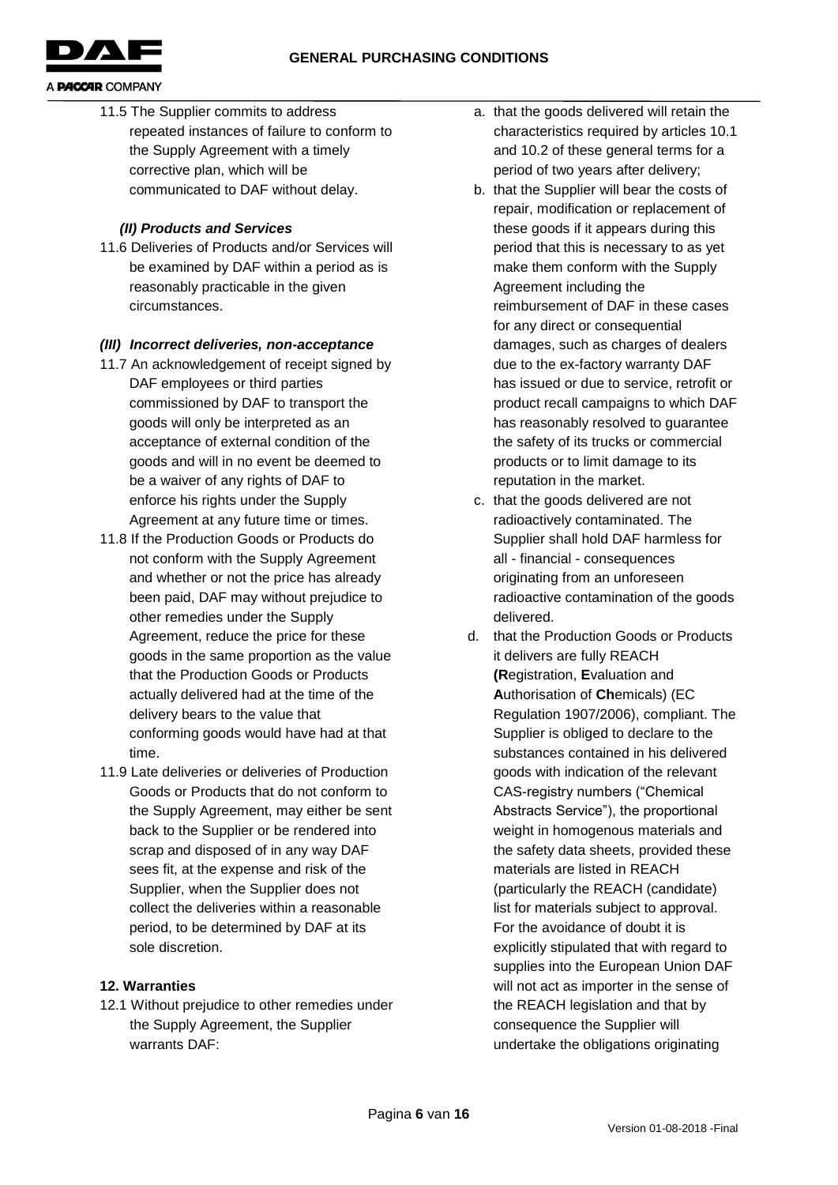11.5 The Supplier commits to address repeated instances of failure to conform to the Supply Agreement with a timely corrective plan, which will be communicated to DAF without delay.

### *(II) Products and Services*

11.6 Deliveries of Products and/or Services will be examined by DAF within a period as is reasonably practicable in the given circumstances.

### *(III) Incorrect deliveries, non-acceptance*

11.7 An acknowledgement of receipt signed by DAF employees or third parties commissioned by DAF to transport the goods will only be interpreted as an acceptance of external condition of the goods and will in no event be deemed to be a waiver of any rights of DAF to enforce his rights under the Supply Agreement at any future time or times.

11.8 If the Production Goods or Products do not conform with the Supply Agreement and whether or not the price has already been paid, DAF may without prejudice to other remedies under the Supply Agreement, reduce the price for these goods in the same proportion as the value that the Production Goods or Products actually delivered had at the time of the delivery bears to the value that conforming goods would have had at that time.

11.9 Late deliveries or deliveries of Production Goods or Products that do not conform to the Supply Agreement, may either be sent back to the Supplier or be rendered into scrap and disposed of in any way DAF sees fit, at the expense and risk of the Supplier, when the Supplier does not collect the deliveries within a reasonable period, to be determined by DAF at its sole discretion.

## 12. Warranties

12.1 Without prejudice to other remedies under the Supply Agreement, the Supplier warrants DAF:

a. that the goods delivered will retain the characteristics required by articles 10.1 and 10.2 of these general terms for a period of two years after delivery;

b. that the Supplier will bear the costs of repair, modification or replacement of these goods if it appears during this period that this is necessary to as yet make them conform with the Supply Agreement including the reimbursement of DAF in these cases for any direct or consequential damages, such as charges of dealers due to the ex-factory warranty DAF has issued or due to service, retrofit or product recall campaigns to which DAF has reasonably resolved to guarantee the safety of its trucks or commercial products or to limit damage to its reputation in the market.

c. that the goods delivered are not radioactively contaminated. The Supplier shall hold DAF harmless for all - financial - consequences originating from an unforeseen radioactive contamination of the goods delivered.

d. that the Production Goods or Products it delivers are fully REACH **(R**egistration, **E**valuation and **A**uthorisation of **Ch**emicals) (EC Regulation 1907/2006), compliant. The Supplier is obliged to declare to the substances contained in his delivered goods with indication of the relevant CAS-registry numbers ("Chemical Abstracts Service"), the proportional weight in homogenous materials and the safety data sheets, provided these materials are listed in REACH (particularly the REACH (candidate) list for materials subject to approval. For the avoidance of doubt it is explicitly stipulated that with regard to supplies into the European Union DAF will not act as importer in the sense of the REACH legislation and that by consequence the Supplier will undertake the obligations originating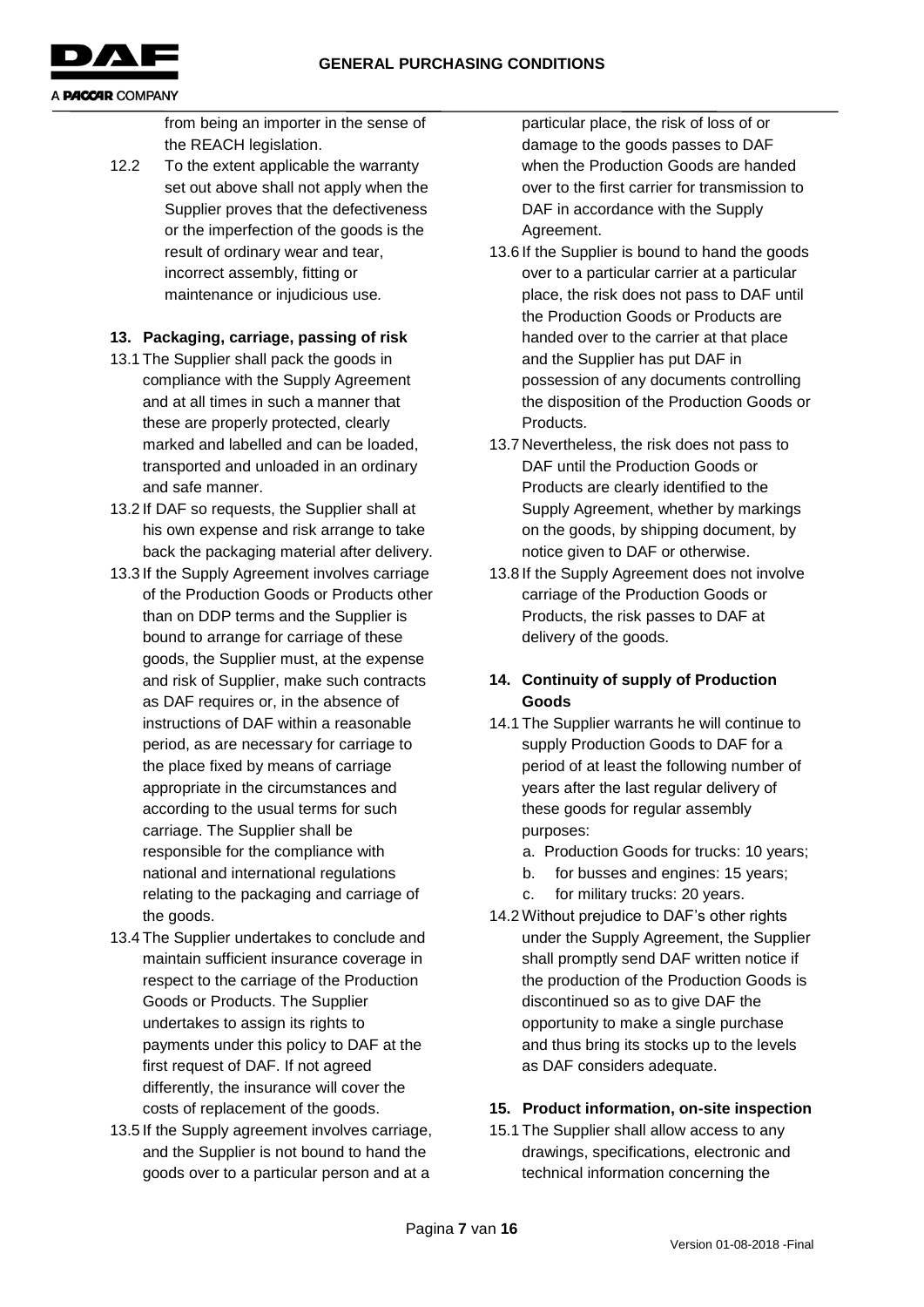from being an importer in the sense of the REACH legislation.

12.2 To the extent applicable the warranty set out above shall not apply when the Supplier proves that the defectiveness or the imperfection of the goods is the result of ordinary wear and tear, incorrect assembly, fitting or maintenance or injudicious use*.*

## 13. Packaging, carriage, passing of risk

13.1 The Supplier shall pack the goods in compliance with the Supply Agreement and at all times in such a manner that these are properly protected, clearly marked and labelled and can be loaded, transported and unloaded in an ordinary and safe manner.

13.2 If DAF so requests, the Supplier shall at his own expense and risk arrange to take back the packaging material after delivery.

13.3 If the Supply Agreement involves carriage of the Production Goods or Products other than on DDP terms and the Supplier is bound to arrange for carriage of these goods, the Supplier must, at the expense and risk of Supplier, make such contracts as DAF requires or, in the absence of instructions of DAF within a reasonable period, as are necessary for carriage to the place fixed by means of carriage appropriate in the circumstances and according to the usual terms for such carriage. The Supplier shall be responsible for the compliance with national and international regulations relating to the packaging and carriage of the goods.

13.4 The Supplier undertakes to conclude and maintain sufficient insurance coverage in respect to the carriage of the Production Goods or Products. The Supplier undertakes to assign its rights to payments under this policy to DAF at the first request of DAF. If not agreed differently, the insurance will cover the costs of replacement of the goods.

13.5 If the Supply agreement involves carriage, and the Supplier is not bound to hand the goods over to a particular person and at a particular place, the risk of loss of or damage to the goods passes to DAF when the Production Goods are handed over to the first carrier for transmission to DAF in accordance with the Supply Agreement.

13.6 If the Supplier is bound to hand the goods over to a particular carrier at a particular place, the risk does not pass to DAF until the Production Goods or Products are handed over to the carrier at that place and the Supplier has put DAF in possession of any documents controlling the disposition of the Production Goods or Products.

13.7 Nevertheless, the risk does not pass to DAF until the Production Goods or Products are clearly identified to the Supply Agreement, whether by markings on the goods, by shipping document, by notice given to DAF or otherwise.

13.8 If the Supply Agreement does not involve carriage of the Production Goods or Products, the risk passes to DAF at delivery of the goods.

## 14. Continuity of supply of Production Goods

14.1 The Supplier warrants he will continue to supply Production Goods to DAF for a period of at least the following number of years after the last regular delivery of these goods for regular assembly purposes:

a. Production Goods for trucks: 10 years;
b. for busses and engines: 15 years;
c. for military trucks: 20 years.

14.2 Without prejudice to DAF's other rights under the Supply Agreement, the Supplier shall promptly send DAF written notice if the production of the Production Goods is discontinued so as to give DAF the opportunity to make a single purchase and thus bring its stocks up to the levels as DAF considers adequate.

## 15. Product information, on-site inspection

15.1 The Supplier shall allow access to any drawings, specifications, electronic and technical information concerning the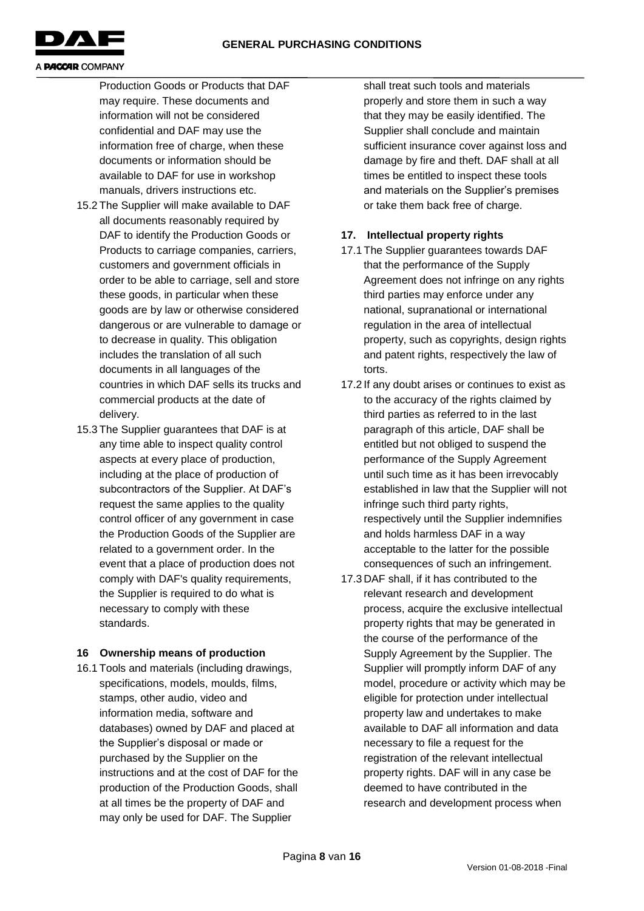Production Goods or Products that DAF may require. These documents and information will not be considered confidential and DAF may use the information free of charge, when these documents or information should be available to DAF for use in workshop manuals, drivers instructions etc.

15.2 The Supplier will make available to DAF all documents reasonably required by DAF to identify the Production Goods or Products to carriage companies, carriers, customers and government officials in order to be able to carriage, sell and store these goods, in particular when these goods are by law or otherwise considered dangerous or are vulnerable to damage or to decrease in quality. This obligation includes the translation of all such documents in all languages of the countries in which DAF sells its trucks and commercial products at the date of delivery.

15.3 The Supplier guarantees that DAF is at any time able to inspect quality control aspects at every place of production, including at the place of production of subcontractors of the Supplier. At DAF's request the same applies to the quality control officer of any government in case the Production Goods of the Supplier are related to a government order. In the event that a place of production does not comply with DAF's quality requirements, the Supplier is required to do what is necessary to comply with these standards.

## 16 Ownership means of production

16.1 Tools and materials (including drawings, specifications, models, moulds, films, stamps, other audio, video and information media, software and databases) owned by DAF and placed at the Supplier's disposal or made or purchased by the Supplier on the instructions and at the cost of DAF for the production of the Production Goods, shall at all times be the property of DAF and may only be used for DAF. The Supplier shall treat such tools and materials properly and store them in such a way that they may be easily identified. The Supplier shall conclude and maintain sufficient insurance cover against loss and damage by fire and theft. DAF shall at all times be entitled to inspect these tools and materials on the Supplier's premises or take them back free of charge.

## 17. Intellectual property rights

17.1 The Supplier guarantees towards DAF that the performance of the Supply Agreement does not infringe on any rights third parties may enforce under any national, supranational or international regulation in the area of intellectual property, such as copyrights, design rights and patent rights, respectively the law of torts.

17.2 If any doubt arises or continues to exist as to the accuracy of the rights claimed by third parties as referred to in the last paragraph of this article, DAF shall be entitled but not obliged to suspend the performance of the Supply Agreement until such time as it has been irrevocably established in law that the Supplier will not infringe such third party rights, respectively until the Supplier indemnifies and holds harmless DAF in a way acceptable to the latter for the possible consequences of such an infringement.

17.3 DAF shall, if it has contributed to the relevant research and development process, acquire the exclusive intellectual property rights that may be generated in the course of the performance of the Supply Agreement by the Supplier. The Supplier will promptly inform DAF of any model, procedure or activity which may be eligible for protection under intellectual property law and undertakes to make available to DAF all information and data necessary to file a request for the registration of the relevant intellectual property rights. DAF will in any case be deemed to have contributed in the research and development process when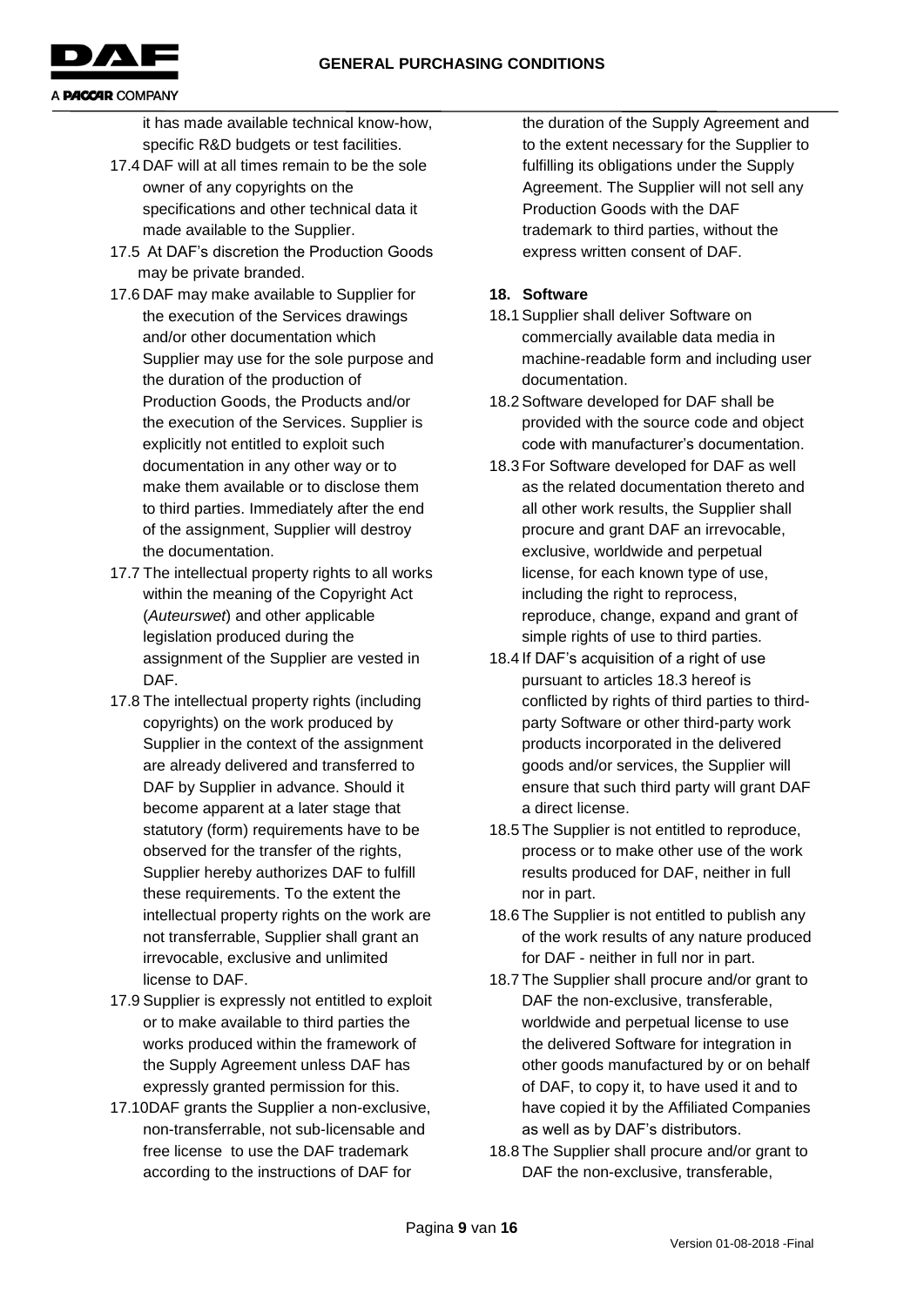it has made available technical know-how, specific R&D budgets or test facilities.

17.4 DAF will at all times remain to be the sole owner of any copyrights on the specifications and other technical data it made available to the Supplier.

17.5 At DAF's discretion the Production Goods may be private branded.

17.6 DAF may make available to Supplier for the execution of the Services drawings and/or other documentation which Supplier may use for the sole purpose and the duration of the production of Production Goods, the Products and/or the execution of the Services. Supplier is explicitly not entitled to exploit such documentation in any other way or to make them available or to disclose them to third parties. Immediately after the end of the assignment, Supplier will destroy the documentation.

17.7 The intellectual property rights to all works within the meaning of the Copyright Act (*Auteurswet*) and other applicable legislation produced during the assignment of the Supplier are vested in DAF.

17.8 The intellectual property rights (including copyrights) on the work produced by Supplier in the context of the assignment are already delivered and transferred to DAF by Supplier in advance. Should it become apparent at a later stage that statutory (form) requirements have to be observed for the transfer of the rights, Supplier hereby authorizes DAF to fulfill these requirements. To the extent the intellectual property rights on the work are not transferrable, Supplier shall grant an irrevocable, exclusive and unlimited license to DAF.

17.9 Supplier is expressly not entitled to exploit or to make available to third parties the works produced within the framework of the Supply Agreement unless DAF has expressly granted permission for this.

17.10 DAF grants the Supplier a non-exclusive, non-transferrable, not sub-licensable and free license to use the DAF trademark according to the instructions of DAF for the duration of the Supply Agreement and to the extent necessary for the Supplier to fulfilling its obligations under the Supply Agreement. The Supplier will not sell any Production Goods with the DAF trademark to third parties, without the express written consent of DAF.

## 18. Software

18.1 Supplier shall deliver Software on commercially available data media in machine-readable form and including user documentation.

18.2 Software developed for DAF shall be provided with the source code and object code with manufacturer's documentation.

18.3 For Software developed for DAF as well as the related documentation thereto and all other work results, the Supplier shall procure and grant DAF an irrevocable, exclusive, worldwide and perpetual license, for each known type of use, including the right to reprocess, reproduce, change, expand and grant of simple rights of use to third parties.

18.4 If DAF's acquisition of a right of use pursuant to articles 18.3 hereof is conflicted by rights of third parties to third-party Software or other third-party work products incorporated in the delivered goods and/or services, the Supplier will ensure that such third party will grant DAF a direct license.

18.5 The Supplier is not entitled to reproduce, process or to make other use of the work results produced for DAF, neither in full nor in part.

18.6 The Supplier is not entitled to publish any of the work results of any nature produced for DAF - neither in full nor in part.

18.7 The Supplier shall procure and/or grant to DAF the non-exclusive, transferable, worldwide and perpetual license to use the delivered Software for integration in other goods manufactured by or on behalf of DAF, to copy it, to have used it and to have copied it by the Affiliated Companies as well as by DAF's distributors.

18.8 The Supplier shall procure and/or grant to DAF the non-exclusive, transferable,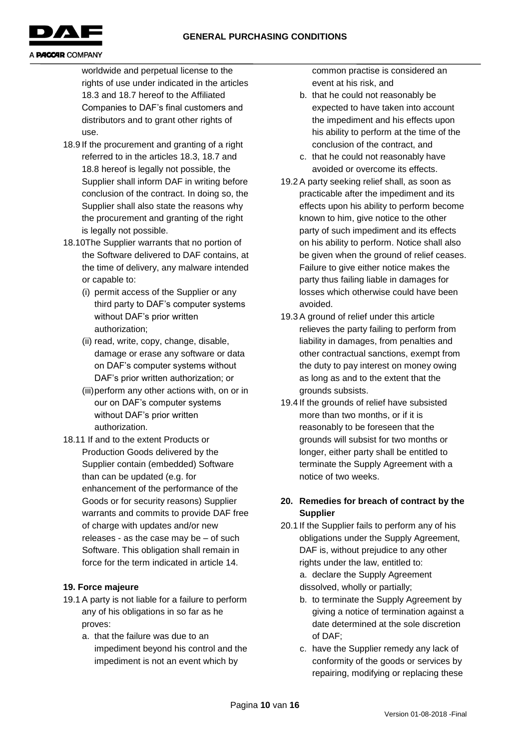worldwide and perpetual license to the rights of use under indicated in the articles 18.3 and 18.7 hereof to the Affiliated Companies to DAF's final customers and distributors and to grant other rights of use.

18.9 If the procurement and granting of a right referred to in the articles 18.3, 18.7 and 18.8 hereof is legally not possible, the Supplier shall inform DAF in writing before conclusion of the contract. In doing so, the Supplier shall also state the reasons why the procurement and granting of the right is legally not possible.

18.10 The Supplier warrants that no portion of the Software delivered to DAF contains, at the time of delivery, any malware intended or capable to:

(i) permit access of the Supplier or any third party to DAF's computer systems without DAF's prior written authorization;

(ii) read, write, copy, change, disable, damage or erase any software or data on DAF's computer systems without DAF's prior written authorization; or

(iii) perform any other actions with, on or in our on DAF's computer systems without DAF's prior written authorization.

18.11 If and to the extent Products or Production Goods delivered by the Supplier contain (embedded) Software than can be updated (e.g. for enhancement of the performance of the Goods or for security reasons) Supplier warrants and commits to provide DAF free of charge with updates and/or new releases - as the case may be – of such Software. This obligation shall remain in force for the term indicated in article 14.

**19. Force majeure**

19.1 A party is not liable for a failure to perform any of his obligations in so far as he proves:

a. that the failure was due to an impediment beyond his control and the impediment is not an event which by common practise is considered an event at his risk, and

b. that he could not reasonably be expected to have taken into account the impediment and his effects upon his ability to perform at the time of the conclusion of the contract, and

c. that he could not reasonably have avoided or overcome its effects.

19.2 A party seeking relief shall, as soon as practicable after the impediment and its effects upon his ability to perform become known to him, give notice to the other party of such impediment and its effects on his ability to perform. Notice shall also be given when the ground of relief ceases. Failure to give either notice makes the party thus failing liable in damages for losses which otherwise could have been avoided.

19.3 A ground of relief under this article relieves the party failing to perform from liability in damages, from penalties and other contractual sanctions, exempt from the duty to pay interest on money owing as long as and to the extent that the grounds subsists.

19.4 If the grounds of relief have subsisted more than two months, or if it is reasonably to be foreseen that the grounds will subsist for two months or longer, either party shall be entitled to terminate the Supply Agreement with a notice of two weeks.

**20. Remedies for breach of contract by the Supplier**

20.1 If the Supplier fails to perform any of his obligations under the Supply Agreement, DAF is, without prejudice to any other rights under the law, entitled to:

a. declare the Supply Agreement dissolved, wholly or partially;

b. to terminate the Supply Agreement by giving a notice of termination against a date determined at the sole discretion of DAF;

c. have the Supplier remedy any lack of conformity of the goods or services by repairing, modifying or replacing these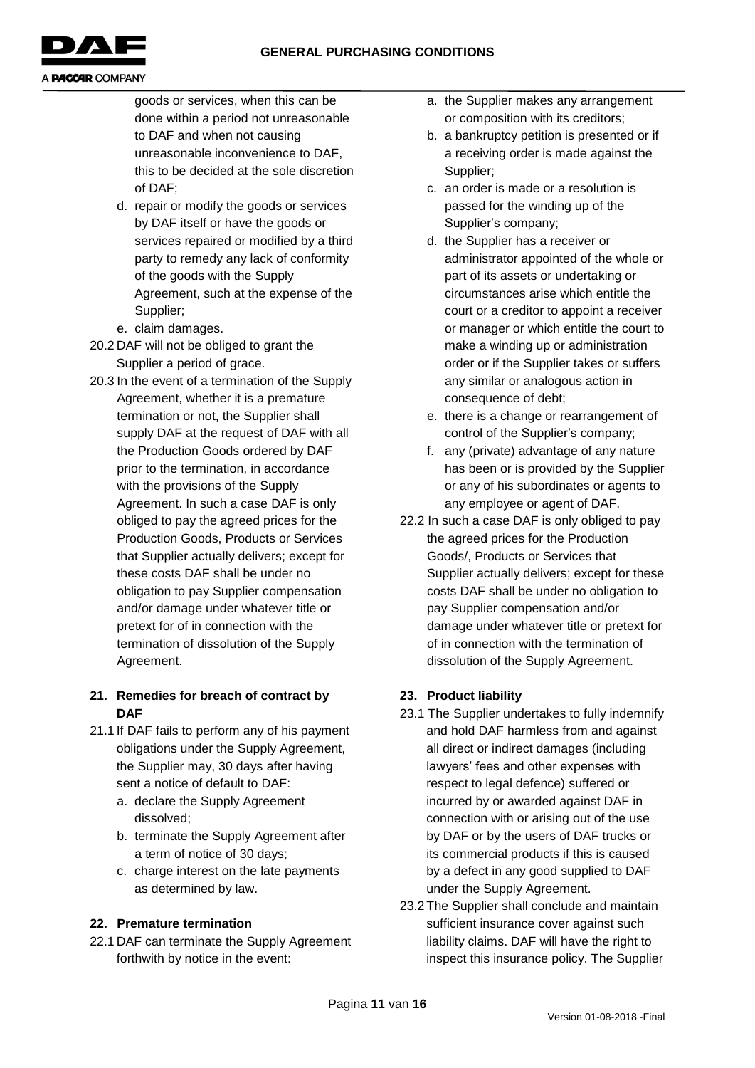goods or services, when this can be done within a period not unreasonable to DAF and when not causing unreasonable inconvenience to DAF, this to be decided at the sole discretion of DAF;

d. repair or modify the goods or services by DAF itself or have the goods or services repaired or modified by a third party to remedy any lack of conformity of the goods with the Supply Agreement, such at the expense of the Supplier;

e. claim damages.

20.2 DAF will not be obliged to grant the Supplier a period of grace.

20.3 In the event of a termination of the Supply Agreement, whether it is a premature termination or not, the Supplier shall supply DAF at the request of DAF with all the Production Goods ordered by DAF prior to the termination, in accordance with the provisions of the Supply Agreement. In such a case DAF is only obliged to pay the agreed prices for the Production Goods, Products or Services that Supplier actually delivers; except for these costs DAF shall be under no obligation to pay Supplier compensation and/or damage under whatever title or pretext for of in connection with the termination of dissolution of the Supply Agreement.

## 21. Remedies for breach of contract by DAF

21.1 If DAF fails to perform any of his payment obligations under the Supply Agreement, the Supplier may, 30 days after having sent a notice of default to DAF:

a. declare the Supply Agreement dissolved;

b. terminate the Supply Agreement after a term of notice of 30 days;

c. charge interest on the late payments as determined by law.

## 22. Premature termination

22.1 DAF can terminate the Supply Agreement forthwith by notice in the event:

a. the Supplier makes any arrangement or composition with its creditors;

b. a bankruptcy petition is presented or if a receiving order is made against the Supplier;

c. an order is made or a resolution is passed for the winding up of the Supplier's company;

d. the Supplier has a receiver or administrator appointed of the whole or part of its assets or undertaking or circumstances arise which entitle the court or a creditor to appoint a receiver or manager or which entitle the court to make a winding up or administration order or if the Supplier takes or suffers any similar or analogous action in consequence of debt;

e. there is a change or rearrangement of control of the Supplier's company;

f. any (private) advantage of any nature has been or is provided by the Supplier or any of his subordinates or agents to any employee or agent of DAF.

22.2 In such a case DAF is only obliged to pay the agreed prices for the Production Goods/, Products or Services that Supplier actually delivers; except for these costs DAF shall be under no obligation to pay Supplier compensation and/or damage under whatever title or pretext for of in connection with the termination of dissolution of the Supply Agreement.

## 23. Product liability

23.1 The Supplier undertakes to fully indemnify and hold DAF harmless from and against all direct or indirect damages (including lawyers' fees and other expenses with respect to legal defence) suffered or incurred by or awarded against DAF in connection with or arising out of the use by DAF or by the users of DAF trucks or its commercial products if this is caused by a defect in any good supplied to DAF under the Supply Agreement.

23.2 The Supplier shall conclude and maintain sufficient insurance cover against such liability claims. DAF will have the right to inspect this insurance policy. The Supplier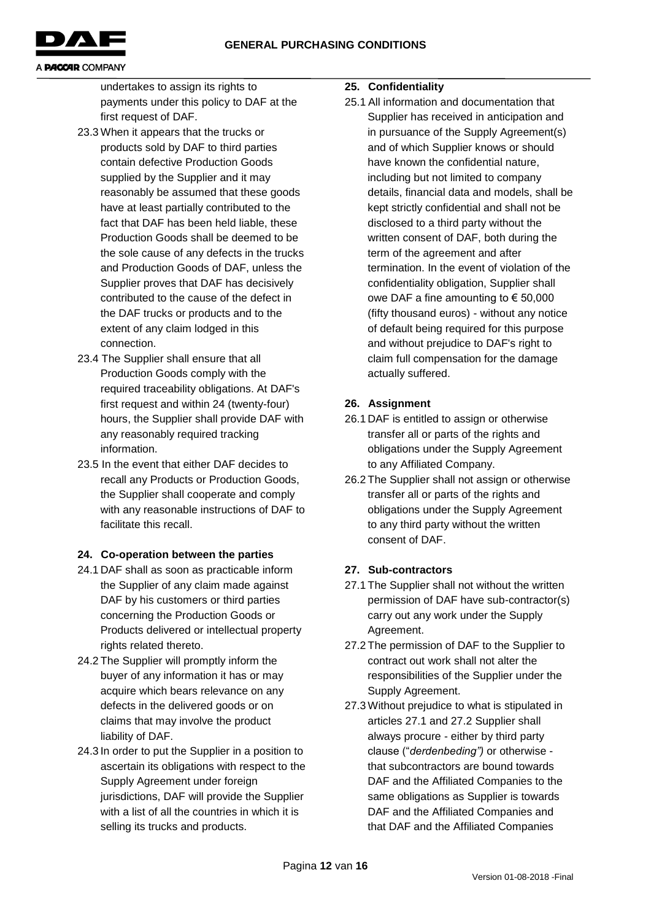undertakes to assign its rights to payments under this policy to DAF at the first request of DAF.

23.3 When it appears that the trucks or products sold by DAF to third parties contain defective Production Goods supplied by the Supplier and it may reasonably be assumed that these goods have at least partially contributed to the fact that DAF has been held liable, these Production Goods shall be deemed to be the sole cause of any defects in the trucks and Production Goods of DAF, unless the Supplier proves that DAF has decisively contributed to the cause of the defect in the DAF trucks or products and to the extent of any claim lodged in this connection.

23.4 The Supplier shall ensure that all Production Goods comply with the required traceability obligations. At DAF's first request and within 24 (twenty-four) hours, the Supplier shall provide DAF with any reasonably required tracking information.

23.5 In the event that either DAF decides to recall any Products or Production Goods, the Supplier shall cooperate and comply with any reasonable instructions of DAF to facilitate this recall.

**24. Co-operation between the parties**

24.1 DAF shall as soon as practicable inform the Supplier of any claim made against DAF by his customers or third parties concerning the Production Goods or Products delivered or intellectual property rights related thereto.

24.2 The Supplier will promptly inform the buyer of any information it has or may acquire which bears relevance on any defects in the delivered goods or on claims that may involve the product liability of DAF.

24.3 In order to put the Supplier in a position to ascertain its obligations with respect to the Supply Agreement under foreign jurisdictions, DAF will provide the Supplier with a list of all the countries in which it is selling its trucks and products.

**25. Confidentiality**

25.1 All information and documentation that Supplier has received in anticipation and in pursuance of the Supply Agreement(s) and of which Supplier knows or should have known the confidential nature, including but not limited to company details, financial data and models, shall be kept strictly confidential and shall not be disclosed to a third party without the written consent of DAF, both during the term of the agreement and after termination. In the event of violation of the confidentiality obligation, Supplier shall owe DAF a fine amounting to € 50,000 (fifty thousand euros) - without any notice of default being required for this purpose and without prejudice to DAF's right to claim full compensation for the damage actually suffered.

**26. Assignment**

26.1 DAF is entitled to assign or otherwise transfer all or parts of the rights and obligations under the Supply Agreement to any Affiliated Company.

26.2 The Supplier shall not assign or otherwise transfer all or parts of the rights and obligations under the Supply Agreement to any third party without the written consent of DAF.

**27. Sub-contractors**

27.1 The Supplier shall not without the written permission of DAF have sub-contractor(s) carry out any work under the Supply Agreement.

27.2 The permission of DAF to the Supplier to contract out work shall not alter the responsibilities of the Supplier under the Supply Agreement.

27.3 Without prejudice to what is stipulated in articles 27.1 and 27.2 Supplier shall always procure - either by third party clause ("*derdenbeding")* or otherwise - that subcontractors are bound towards DAF and the Affiliated Companies to the same obligations as Supplier is towards DAF and the Affiliated Companies and that DAF and the Affiliated Companies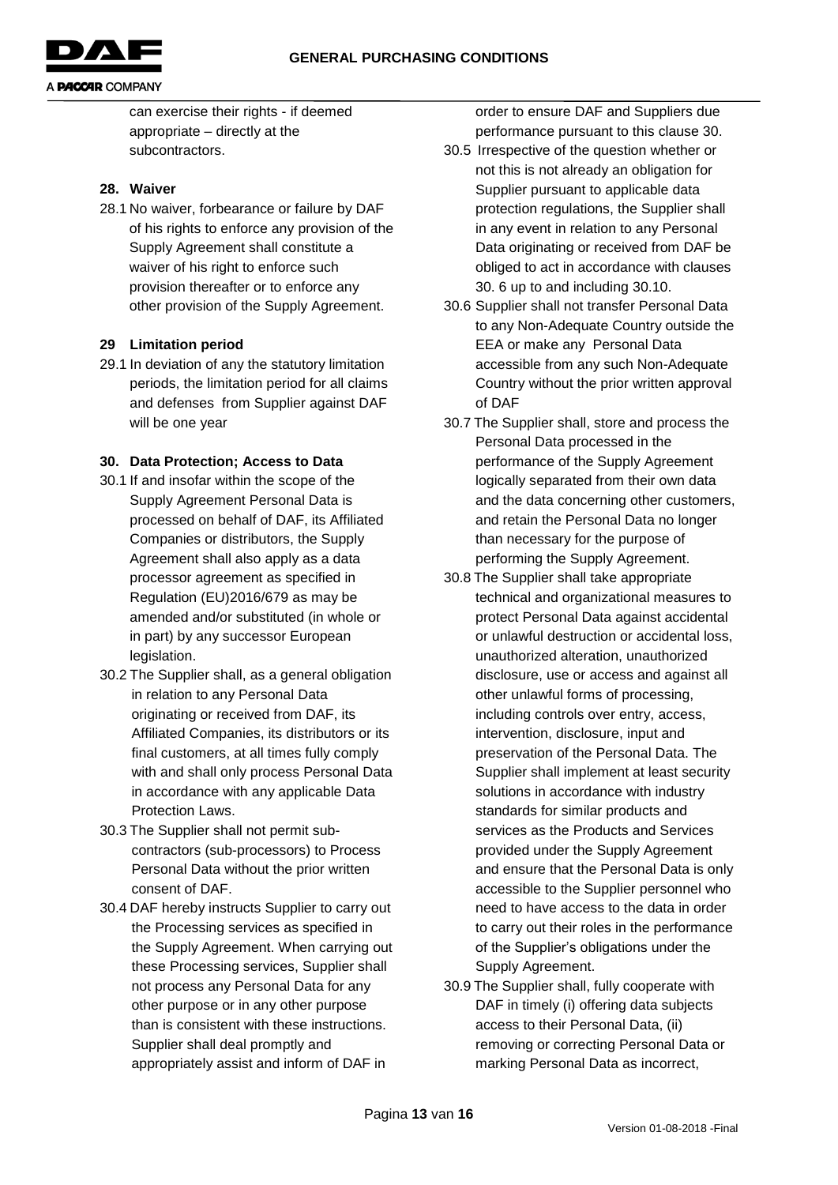can exercise their rights - if deemed appropriate – directly at the subcontractors.

## 28. Waiver

28.1 No waiver, forbearance or failure by DAF of his rights to enforce any provision of the Supply Agreement shall constitute a waiver of his right to enforce such provision thereafter or to enforce any other provision of the Supply Agreement.

## 29 Limitation period

29.1 In deviation of any the statutory limitation periods, the limitation period for all claims and defenses from Supplier against DAF will be one year

## 30. Data Protection; Access to Data

30.1 If and insofar within the scope of the Supply Agreement Personal Data is processed on behalf of DAF, its Affiliated Companies or distributors, the Supply Agreement shall also apply as a data processor agreement as specified in Regulation (EU)2016/679 as may be amended and/or substituted (in whole or in part) by any successor European legislation.

30.2 The Supplier shall, as a general obligation in relation to any Personal Data originating or received from DAF, its Affiliated Companies, its distributors or its final customers, at all times fully comply with and shall only process Personal Data in accordance with any applicable Data Protection Laws.

30.3 The Supplier shall not permit sub-contractors (sub-processors) to Process Personal Data without the prior written consent of DAF.

30.4 DAF hereby instructs Supplier to carry out the Processing services as specified in the Supply Agreement. When carrying out these Processing services, Supplier shall not process any Personal Data for any other purpose or in any other purpose than is consistent with these instructions. Supplier shall deal promptly and appropriately assist and inform of DAF in order to ensure DAF and Suppliers due performance pursuant to this clause 30.

30.5 Irrespective of the question whether or not this is not already an obligation for Supplier pursuant to applicable data protection regulations, the Supplier shall in any event in relation to any Personal Data originating or received from DAF be obliged to act in accordance with clauses 30. 6 up to and including 30.10.

30.6 Supplier shall not transfer Personal Data to any Non-Adequate Country outside the EEA or make any Personal Data accessible from any such Non-Adequate Country without the prior written approval of DAF

30.7 The Supplier shall, store and process the Personal Data processed in the performance of the Supply Agreement logically separated from their own data and the data concerning other customers, and retain the Personal Data no longer than necessary for the purpose of performing the Supply Agreement.

30.8 The Supplier shall take appropriate technical and organizational measures to protect Personal Data against accidental or unlawful destruction or accidental loss, unauthorized alteration, unauthorized disclosure, use or access and against all other unlawful forms of processing, including controls over entry, access, intervention, disclosure, input and preservation of the Personal Data. The Supplier shall implement at least security solutions in accordance with industry standards for similar products and services as the Products and Services provided under the Supply Agreement and ensure that the Personal Data is only accessible to the Supplier personnel who need to have access to the data in order to carry out their roles in the performance of the Supplier's obligations under the Supply Agreement.

30.9 The Supplier shall, fully cooperate with DAF in timely (i) offering data subjects access to their Personal Data, (ii) removing or correcting Personal Data or marking Personal Data as incorrect,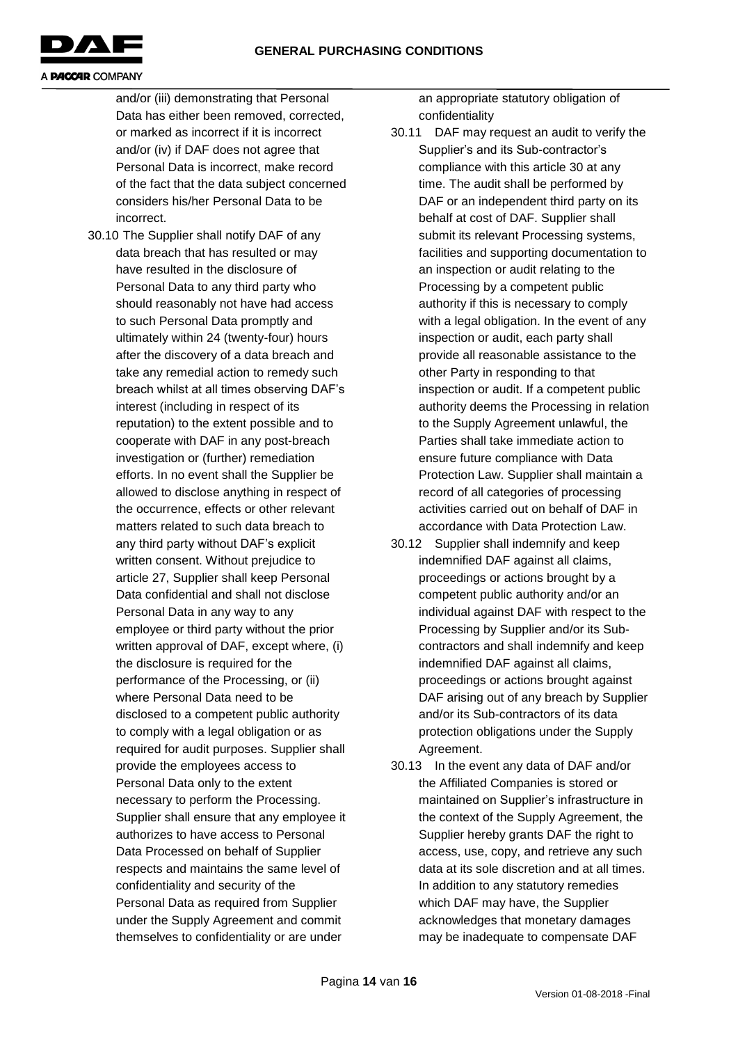and/or (iii) demonstrating that Personal Data has either been removed, corrected, or marked as incorrect if it is incorrect and/or (iv) if DAF does not agree that Personal Data is incorrect, make record of the fact that the data subject concerned considers his/her Personal Data to be incorrect.

30.10 The Supplier shall notify DAF of any data breach that has resulted or may have resulted in the disclosure of Personal Data to any third party who should reasonably not have had access to such Personal Data promptly and ultimately within 24 (twenty-four) hours after the discovery of a data breach and take any remedial action to remedy such breach whilst at all times observing DAF's interest (including in respect of its reputation) to the extent possible and to cooperate with DAF in any post-breach investigation or (further) remediation efforts. In no event shall the Supplier be allowed to disclose anything in respect of the occurrence, effects or other relevant matters related to such data breach to any third party without DAF's explicit written consent. Without prejudice to article 27, Supplier shall keep Personal Data confidential and shall not disclose Personal Data in any way to any employee or third party without the prior written approval of DAF, except where, (i) the disclosure is required for the performance of the Processing, or (ii) where Personal Data need to be disclosed to a competent public authority to comply with a legal obligation or as required for audit purposes. Supplier shall provide the employees access to Personal Data only to the extent necessary to perform the Processing. Supplier shall ensure that any employee it authorizes to have access to Personal Data Processed on behalf of Supplier respects and maintains the same level of confidentiality and security of the Personal Data as required from Supplier under the Supply Agreement and commit themselves to confidentiality or are under an appropriate statutory obligation of confidentiality

30.11 DAF may request an audit to verify the Supplier's and its Sub-contractor's compliance with this article 30 at any time. The audit shall be performed by DAF or an independent third party on its behalf at cost of DAF. Supplier shall submit its relevant Processing systems, facilities and supporting documentation to an inspection or audit relating to the Processing by a competent public authority if this is necessary to comply with a legal obligation. In the event of any inspection or audit, each party shall provide all reasonable assistance to the other Party in responding to that inspection or audit. If a competent public authority deems the Processing in relation to the Supply Agreement unlawful, the Parties shall take immediate action to ensure future compliance with Data Protection Law. Supplier shall maintain a record of all categories of processing activities carried out on behalf of DAF in accordance with Data Protection Law.

30.12 Supplier shall indemnify and keep indemnified DAF against all claims, proceedings or actions brought by a competent public authority and/or an individual against DAF with respect to the Processing by Supplier and/or its Sub-contractors and shall indemnify and keep indemnified DAF against all claims, proceedings or actions brought against DAF arising out of any breach by Supplier and/or its Sub-contractors of its data protection obligations under the Supply Agreement.

30.13 In the event any data of DAF and/or the Affiliated Companies is stored or maintained on Supplier's infrastructure in the context of the Supply Agreement, the Supplier hereby grants DAF the right to access, use, copy, and retrieve any such data at its sole discretion and at all times. In addition to any statutory remedies which DAF may have, the Supplier acknowledges that monetary damages may be inadequate to compensate DAF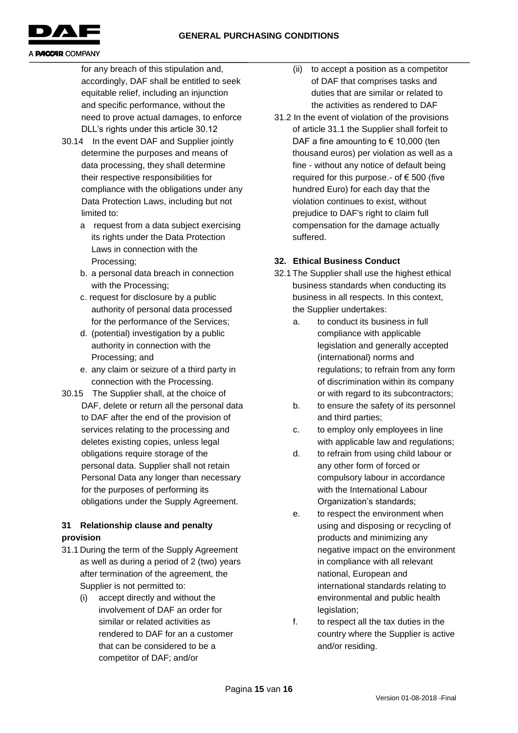for any breach of this stipulation and, accordingly, DAF shall be entitled to seek equitable relief, including an injunction and specific performance, without the need to prove actual damages, to enforce DLL's rights under this article 30.12

30.14 In the event DAF and Supplier jointly determine the purposes and means of data processing, they shall determine their respective responsibilities for compliance with the obligations under any Data Protection Laws, including but not limited to:

a request from a data subject exercising its rights under the Data Protection Laws in connection with the Processing;

b. a personal data breach in connection with the Processing;

c. request for disclosure by a public authority of personal data processed for the performance of the Services;

d. (potential) investigation by a public authority in connection with the Processing; and

e. any claim or seizure of a third party in connection with the Processing.

30.15 The Supplier shall, at the choice of DAF, delete or return all the personal data to DAF after the end of the provision of services relating to the processing and deletes existing copies, unless legal obligations require storage of the personal data. Supplier shall not retain Personal Data any longer than necessary for the purposes of performing its obligations under the Supply Agreement.

## 31 Relationship clause and penalty provision

31.1 During the term of the Supply Agreement as well as during a period of 2 (two) years after termination of the agreement, the Supplier is not permitted to:

(i) accept directly and without the involvement of DAF an order for similar or related activities as rendered to DAF for an a customer that can be considered to be a competitor of DAF; and/or

(ii) to accept a position as a competitor of DAF that comprises tasks and duties that are similar or related to the activities as rendered to DAF

31.2 In the event of violation of the provisions of article 31.1 the Supplier shall forfeit to DAF a fine amounting to € 10,000 (ten thousand euros) per violation as well as a fine - without any notice of default being required for this purpose.- of € 500 (five hundred Euro) for each day that the violation continues to exist, without prejudice to DAF's right to claim full compensation for the damage actually suffered.

## 32. Ethical Business Conduct

32.1 The Supplier shall use the highest ethical business standards when conducting its business in all respects. In this context, the Supplier undertakes:

a. to conduct its business in full compliance with applicable legislation and generally accepted (international) norms and regulations; to refrain from any form of discrimination within its company or with regard to its subcontractors;

b. to ensure the safety of its personnel and third parties;

c. to employ only employees in line with applicable law and regulations;

d. to refrain from using child labour or any other form of forced or compulsory labour in accordance with the International Labour Organization's standards;

e. to respect the environment when using and disposing or recycling of products and minimizing any negative impact on the environment in compliance with all relevant national, European and international standards relating to environmental and public health legislation;

f. to respect all the tax duties in the country where the Supplier is active and/or residing.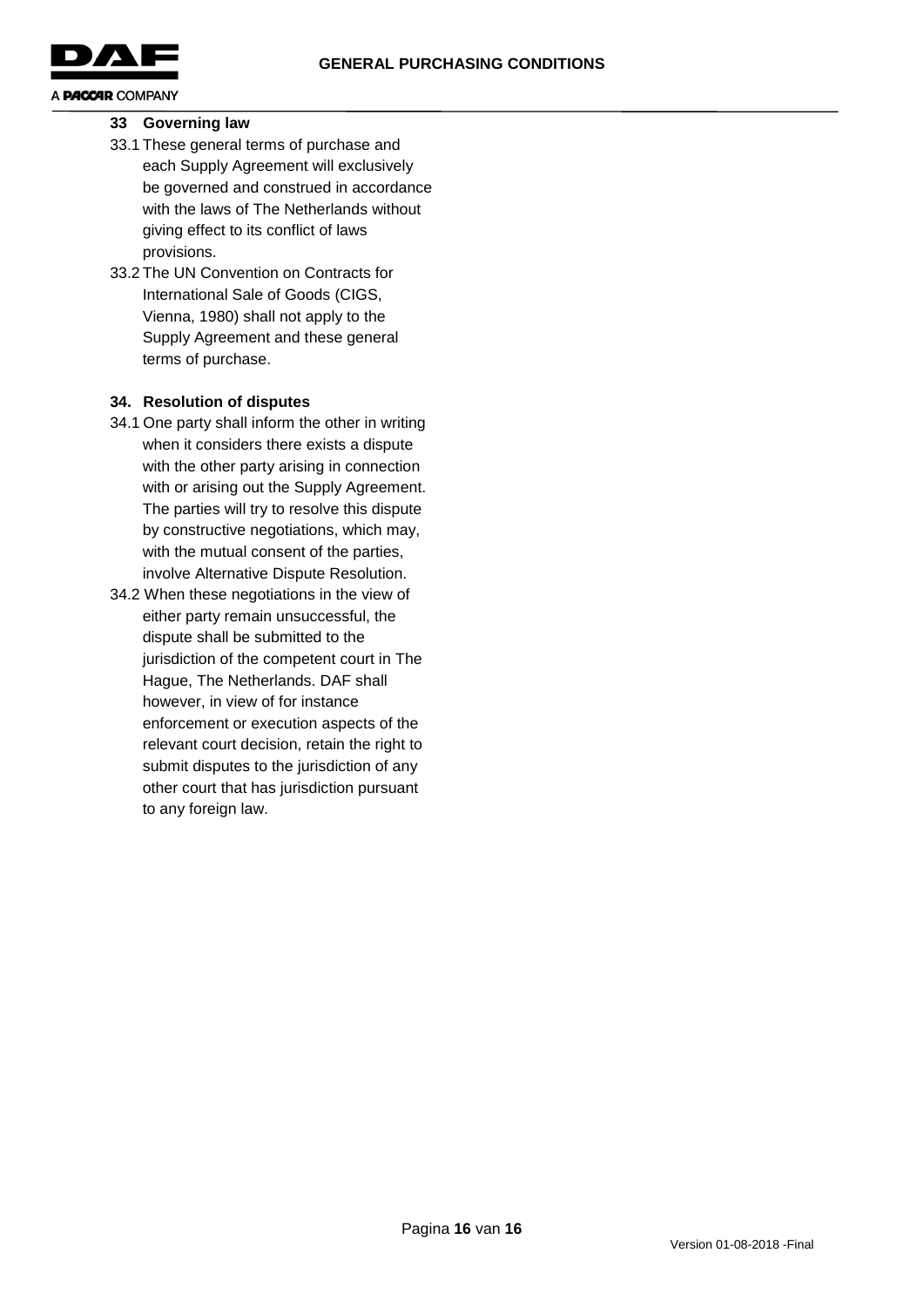## 33 Governing law

33.1 These general terms of purchase and each Supply Agreement will exclusively be governed and construed in accordance with the laws of The Netherlands without giving effect to its conflict of laws provisions.

33.2 The UN Convention on Contracts for International Sale of Goods (CIGS, Vienna, 1980) shall not apply to the Supply Agreement and these general terms of purchase.

## 34. Resolution of disputes

34.1 One party shall inform the other in writing when it considers there exists a dispute with the other party arising in connection with or arising out the Supply Agreement. The parties will try to resolve this dispute by constructive negotiations, which may, with the mutual consent of the parties, involve Alternative Dispute Resolution.

34.2 When these negotiations in the view of either party remain unsuccessful, the dispute shall be submitted to the jurisdiction of the competent court in The Hague, The Netherlands. DAF shall however, in view of for instance enforcement or execution aspects of the relevant court decision, retain the right to submit disputes to the jurisdiction of any other court that has jurisdiction pursuant to any foreign law.